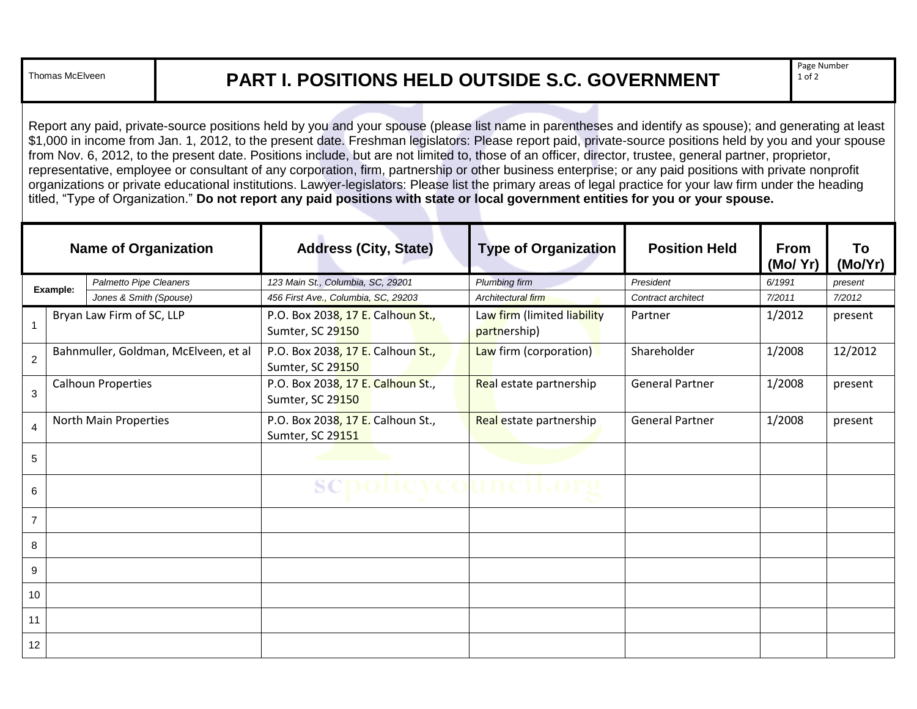Thomas McElveen

# PART I. POSITIONS HELD OUTSIDE S.C. GOVERNMENT

Report any paid, private-source positions held by you and your spouse (please list name in parentheses and identify as spouse); and generating at least $1,000 in income from Jan. 1, 2012, to the present date. Freshman legislators: Please report paid, private-source positions held by you and your spouse from Nov. 6, 2012, to the present date. Positions include, but are not limited to, those of an officer, director, trustee, general partner, proprietor, representative, employee or consultant of any corporation, firm, partnership or other business enterprise; or any paid positions with private nonprofit organizations or private educational institutions. Lawyer-legislators: Please list the primary areas of legal practice for your law firm under the heading titled, "Type of Organization." **Do not report any paid positions with state or local government entities for you or your spouse.**

| | Name of Organization | Address (City, State) | Type of Organization | Position Held | From (Mo/ Yr) | To (Mo/Yr) |
|---|---|---|---|---|---|---|
| Example: | *Palmetto Pipe Cleaners* | *123 Main St., Columbia, SC, 29201* | *Plumbing firm* | *President* | *6/1991* | *present* |
| | *Jones & Smith (Spouse)* | *456 First Ave., Columbia, SC, 29203* | *Architectural firm* | *Contract architect* | *7/2011* | *7/2012* |
| 1 | Bryan Law Firm of SC, LLP | P.O. Box 2038, 17 E. Calhoun St., Sumter, SC 29150 | Law firm (limited liability partnership) | Partner | 1/2012 | present |
| 2 | Bahnmuller, Goldman, McElveen, et al | P.O. Box 2038, 17 E. Calhoun St., Sumter, SC 29150 | Law firm (corporation) | Shareholder | 1/2008 | 12/2012 |
| 3 | Calhoun Properties | P.O. Box 2038, 17 E. Calhoun St., Sumter, SC 29150 | Real estate partnership | General Partner | 1/2008 | present |
| 4 | North Main Properties | P.O. Box 2038, 17 E. Calhoun St., Sumter, SC 29151 | Real estate partnership | General Partner | 1/2008 | present |
| 5 | | | | | | |
| 6 | | | | | | |
| 7 | | | | | | |
| 8 | | | | | | |
| 9 | | | | | | |
| 10 | | | | | | |
| 11 | | | | | | |
| 12 | | | | | | |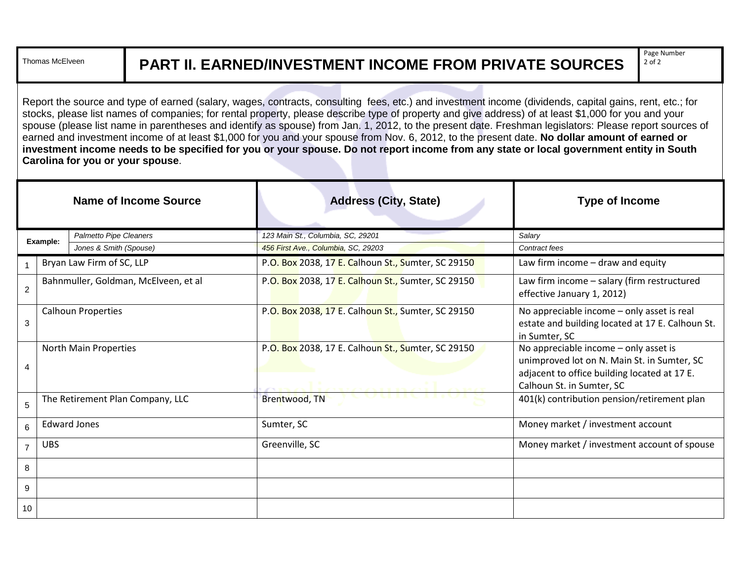Thomas McElveen

# PART II. EARNED/INVESTMENT INCOME FROM PRIVATE SOURCES

Report the source and type of earned (salary, wages, contracts, consulting fees, etc.) and investment income (dividends, capital gains, rent, etc.; for stocks, please list names of companies; for rental property, please describe type of property and give address) of at least $1,000 for you and your spouse (please list name in parentheses and identify as spouse) from Jan. 1, 2012, to the present date. Freshman legislators: Please report sources of earned and investment income of at least $1,000 for you and your spouse from Nov. 6, 2012, to the present date. **No dollar amount of earned or investment income needs to be specified for you or your spouse. Do not report income from any state or local government entity in South Carolina for you or your spouse**.

| | Name of Income Source | Address (City, State) | Type of Income |
|---|---|---|---|
| **Example:** | *Palmetto Pipe Cleaners* | *123 Main St., Columbia, SC, 29201* | *Salary* |
| | *Jones & Smith (Spouse)* | *456 First Ave., Columbia, SC, 29203* | *Contract fees* |
| 1 | Bryan Law Firm of SC, LLP | P.O. Box 2038, 17 E. Calhoun St., Sumter, SC 29150 | Law firm income – draw and equity |
| 2 | Bahnmuller, Goldman, McElveen, et al | P.O. Box 2038, 17 E. Calhoun St., Sumter, SC 29150 | Law firm income – salary (firm restructured effective January 1, 2012) |
| 3 | Calhoun Properties | P.O. Box 2038, 17 E. Calhoun St., Sumter, SC 29150 | No appreciable income – only asset is real estate and building located at 17 E. Calhoun St. in Sumter, SC |
| 4 | North Main Properties | P.O. Box 2038, 17 E. Calhoun St., Sumter, SC 29150 | No appreciable income – only asset is unimproved lot on N. Main St. in Sumter, SC adjacent to office building located at 17 E. Calhoun St. in Sumter, SC |
| 5 | The Retirement Plan Company, LLC | Brentwood, TN | 401(k) contribution pension/retirement plan |
| 6 | Edward Jones | Sumter, SC | Money market / investment account |
| 7 | UBS | Greenville, SC | Money market / investment account of spouse |
| 8 | | | |
| 9 | | | |
| 10 | | | |